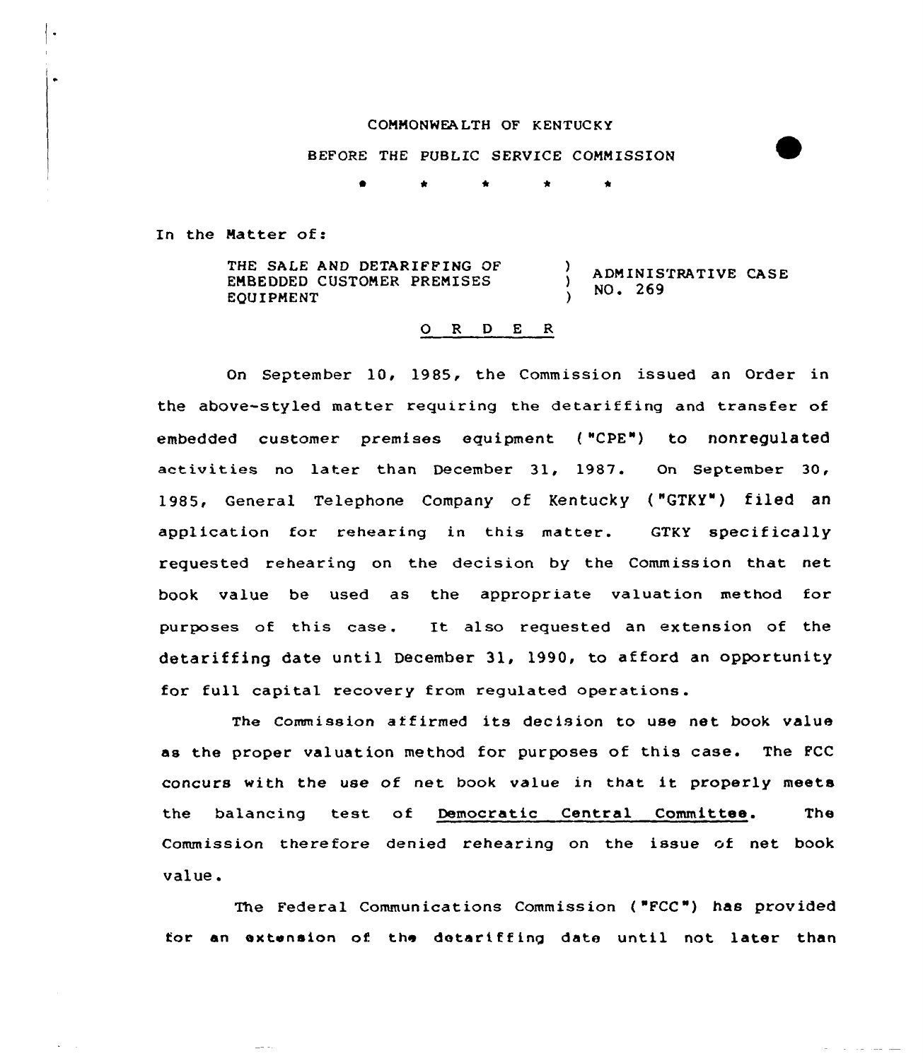COMMONWEALTH OF KENTUCKY

BEFORE THE PUBLIC SERVICE COMMISSION

\* \* \* \* \*

In the Matter of:

| | | |
|---|---|---|
| THE SALE AND DETARIFFING OF EMBEDDED CUSTOMER PREMISES EQUIPMENT | ) ) ) | ADMINISTRATIVE CASE NO. 269 |

O R D E R

On September 10, 1985, the Commission issued an Order in the above-styled matter requiring the detariffing and transfer of embedded customer premises equipment ("CPE") to nonregulated activities no later than December 31, 1987. On September 30, 1985, General Telephone Company of Kentucky ("GTKY") filed an application for rehearing in this matter. GTKY specifically requested rehearing on the decision by the Commission that net book value be used as the appropriate valuation method for purposes of this case. It also requested an extension of the detariffing date until December 31, 1990, to afford an opportunity for full capital recovery from regulated operations.

The Commission affirmed its decision to use net book value as the proper valuation method for purposes of this case. The FCC concurs with the use of net book value in that it properly meets the balancing test of Democratic Central Committee. The Commission therefore denied rehearing on the issue of net book value.

The Federal Communications Commission ("FCC") has provided for an extension of the detariffing date until not later than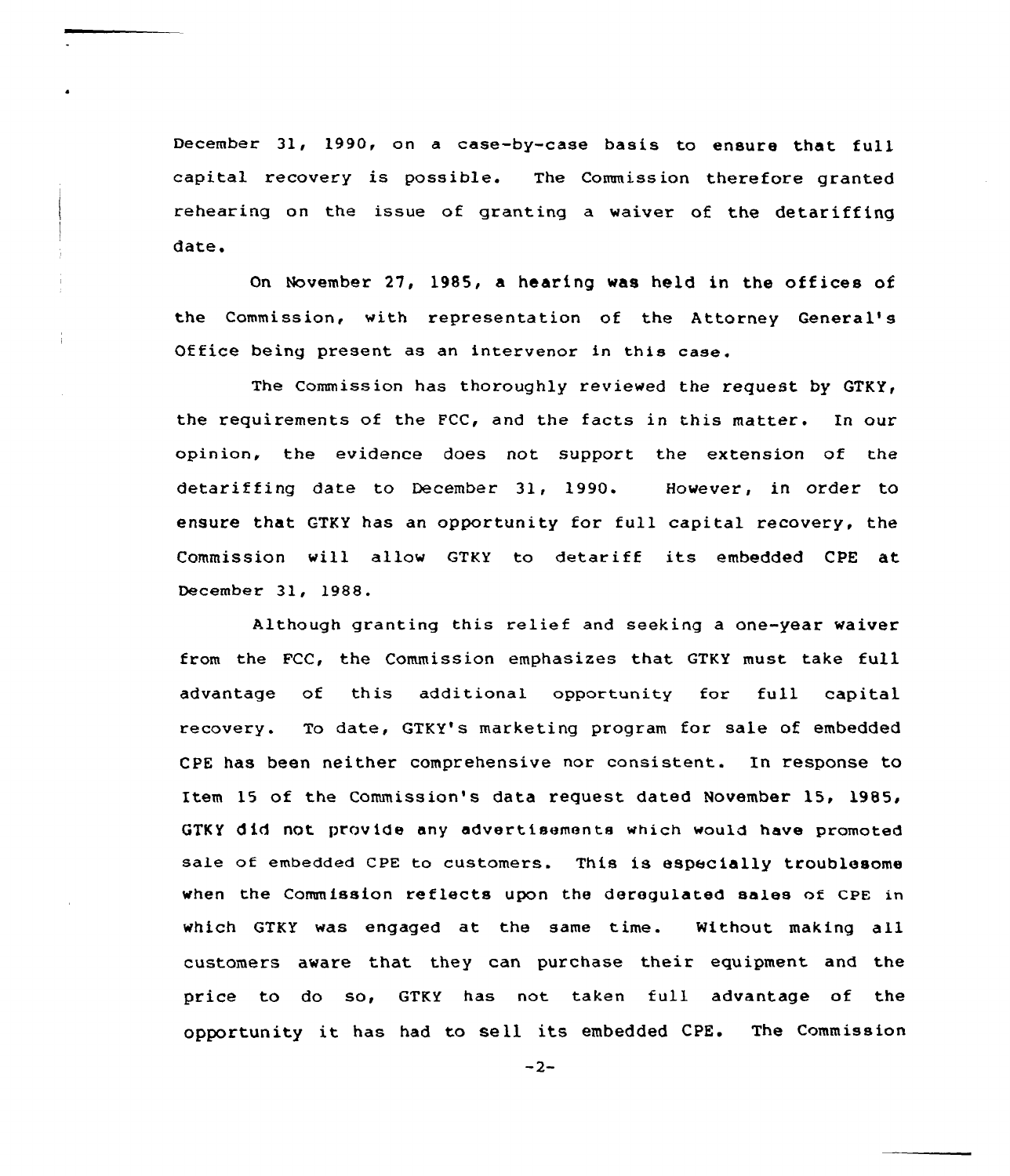December 31, 1990, on a case-by-case basis to ensure that full capital recovery is possible. The Commission therefore granted rehearing on the issue of granting a waiver of the detariffing date.

On November 27, 1985, a hearing was held in the offices of the Commission, with representation of the Attorney General's Office being present as an intervenor in this case.

The Commission has thoroughly reviewed the request by GTKY, the requirements of the FCC, and the facts in this matter. In our opinion, the evidence does not support the extension of the detariffing date to December 31, 1990. However, in order to ensure that GTKY has an opportunity for full capital recovery, the Commission will allow GTKY to detariff its embedded CPE at December 31, 1988.

Although granting this relief and seeking a one-year waiver from the FCC, the Commission emphasizes that GTKY must take full advantage of this additional opportunity for full capital recovery. To date, GTKY's marketing program for sale of embedded CPE has been neither comprehensive nor consistent. In response to Item 15 of the Commission's data request dated November 15, 1985, GTKY did not provide any advertisements which would have promoted sale of embedded CPE to customers. This is especially troublesome when the Commission reflects upon the deregulated sales of CPE in which GTKY was engaged at the same time. Without making all customers aware that they can purchase their equipment and the price to do so, GTKY has not taken full advantage of the opportunity it has had to sell its embedded CPE. The Commission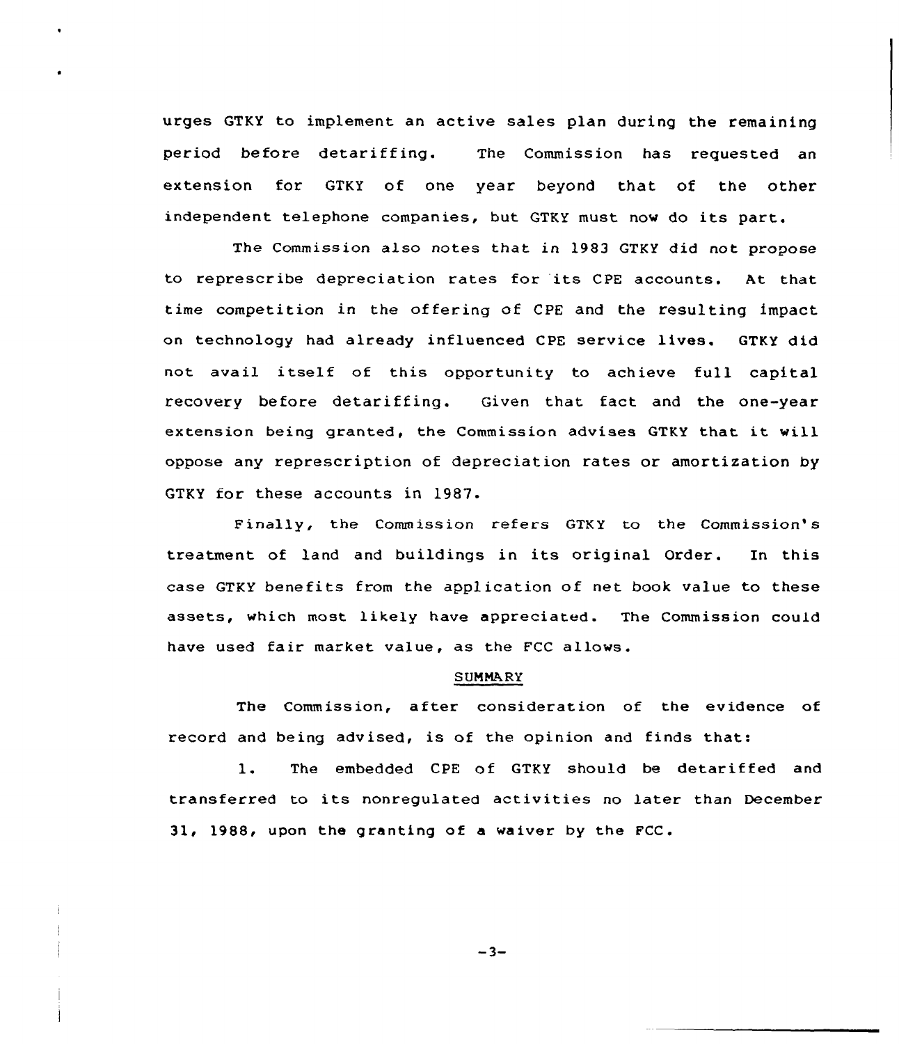urges GTKY to implement an active sales plan during the remaining period before detariffing. The Commission has requested an extension for GTKY of one year beyond that of the other independent telephone companies, but GTKY must now do its part.

The Commission also notes that in 1983 GTKY did not propose to represcribe depreciation rates for its CPE accounts. At that time competition in the offering of CPE and the resulting impact on technology had already influenced CPE service lives. GTKY did not avail itself of this opportunity to achieve full capital recovery before detariffing. Given that fact and the one-year extension being granted, the Commission advises GTKY that it will oppose any represcription of depreciation rates or amortization by GTKY for these accounts in 1987.

Finally, the Commission refers GTKY to the Commission's treatment of land and buildings in its original Order. In this case GTKY benefits from the application of net book value to these assets, which most likely have appreciated. The Commission could have used fair market value, as the FCC allows.

## SUMMARY

The Commission, after consideration of the evidence of record and being advised, is of the opinion and finds that:

1. The embedded CPE of GTKY should be detariffed and transferred to its nonregulated activities no later than December 31, 1988, upon the granting of a waiver by the FCC.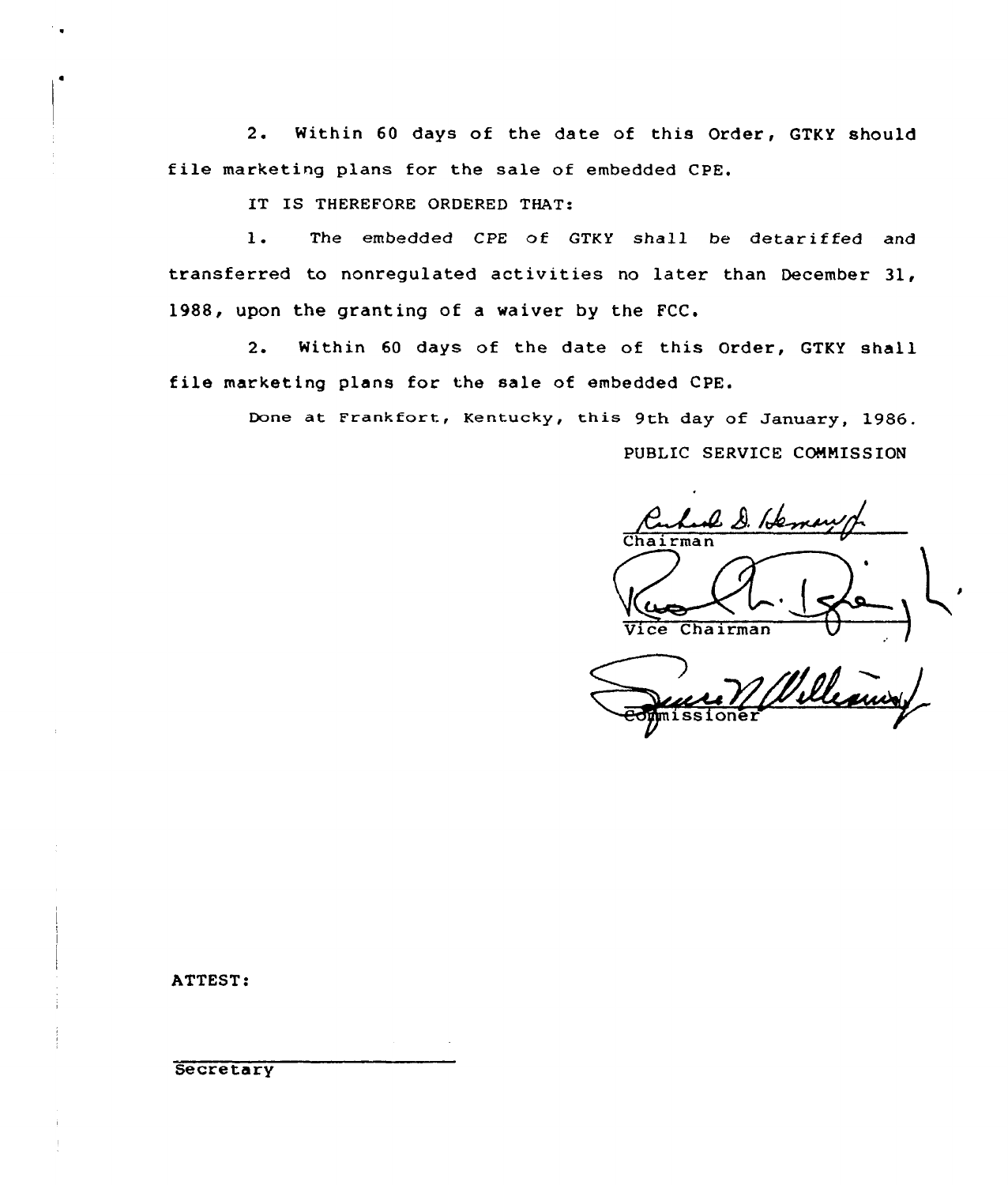2. Within 60 days of the date of this Order, GTKY should file marketing plans for the sale of embedded CPE.

IT IS THEREFORE ORDERED THAT:

1. The embedded CPE of GTKY shall be detariffed and transferred to nonregulated activities no later than December 31, 1988, upon the granting of a waiver by the FCC.

2. Within 60 days of the date of this Order, GTKY shall file marketing plans for the sale of embedded CPE.

Done at Frankfort, Kentucky, this 9th day of January, 1986.

PUBLIC SERVICE COMMISSION

Chairman

Vice Chairman

Commissioner

ATTEST:

Secretary